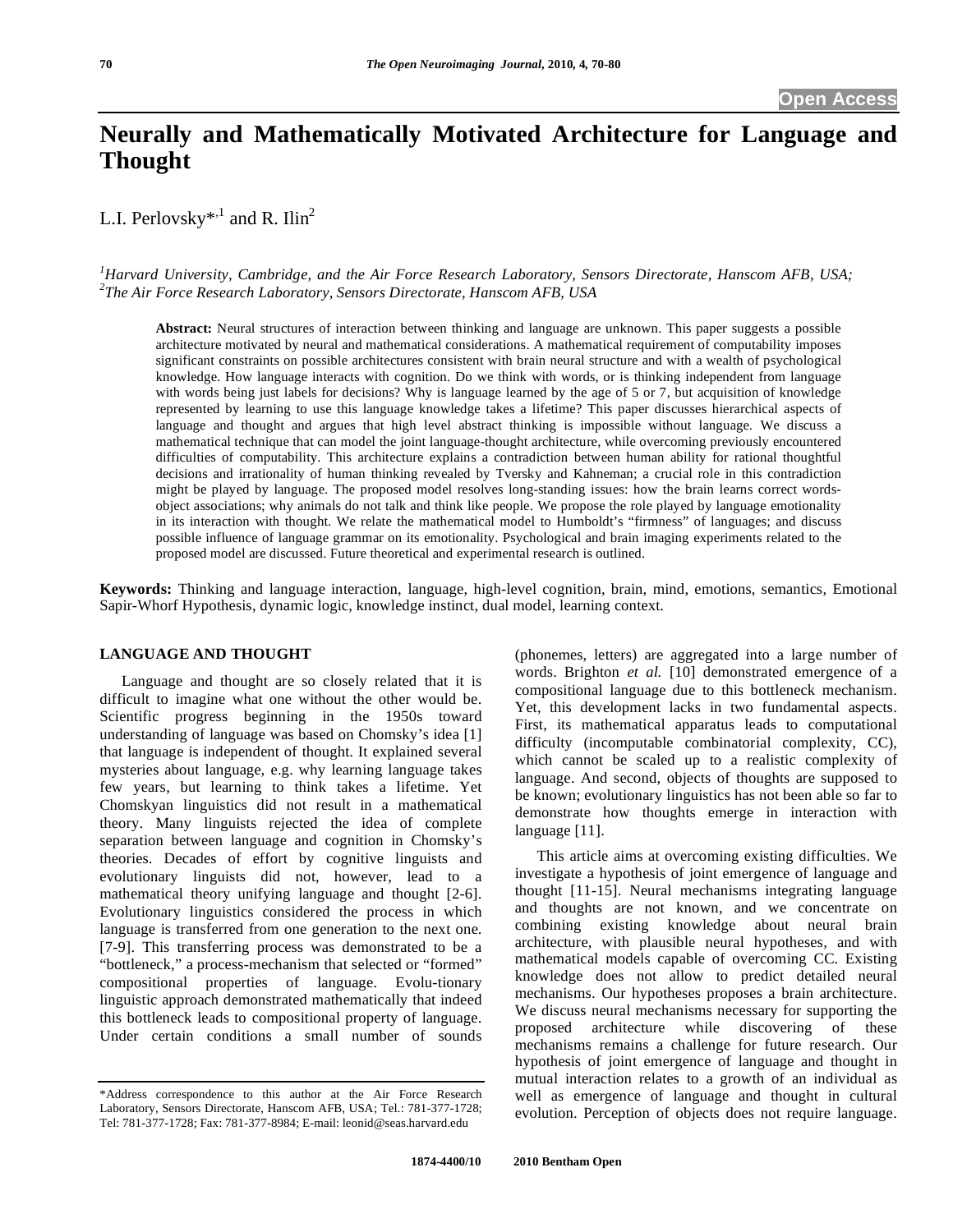# Neurally and Mathematically Motivated Architecture for Language and Thought

L.I. Perlovsky*[,1] and R. Ilin[2]

[1]*Harvard University, Cambridge, and the Air Force Research Laboratory, Sensors Directorate, Hanscom AFB, USA;*
[2]*The Air Force Research Laboratory, Sensors Directorate, Hanscom AFB, USA*

**Abstract:** Neural structures of interaction between thinking and language are unknown. This paper suggests a possible architecture motivated by neural and mathematical considerations. A mathematical requirement of computability imposes significant constraints on possible architectures consistent with brain neural structure and with a wealth of psychological knowledge. How language interacts with cognition. Do we think with words, or is thinking independent from language with words being just labels for decisions? Why is language learned by the age of 5 or 7, but acquisition of knowledge represented by learning to use this language knowledge takes a lifetime? This paper discusses hierarchical aspects of language and thought and argues that high level abstract thinking is impossible without language. We discuss a mathematical technique that can model the joint language-thought architecture, while overcoming previously encountered difficulties of computability. This architecture explains a contradiction between human ability for rational thoughtful decisions and irrationality of human thinking revealed by Tversky and Kahneman; a crucial role in this contradiction might be played by language. The proposed model resolves long-standing issues: how the brain learns correct words-object associations; why animals do not talk and think like people. We propose the role played by language emotionality in its interaction with thought. We relate the mathematical model to Humboldt's "firmness" of languages; and discuss possible influence of language grammar on its emotionality. Psychological and brain imaging experiments related to the proposed model are discussed. Future theoretical and experimental research is outlined.

**Keywords:** Thinking and language interaction, language, high-level cognition, brain, mind, emotions, semantics, Emotional Sapir-Whorf Hypothesis, dynamic logic, knowledge instinct, dual model, learning context.

## LANGUAGE AND THOUGHT

Language and thought are so closely related that it is difficult to imagine what one without the other would be. Scientific progress beginning in the 1950s toward understanding of language was based on Chomsky's idea [1] that language is independent of thought. It explained several mysteries about language, e.g. why learning language takes few years, but learning to think takes a lifetime. Yet Chomskyan linguistics did not result in a mathematical theory. Many linguists rejected the idea of complete separation between language and cognition in Chomsky's theories. Decades of effort by cognitive linguists and evolutionary linguists did not, however, lead to a mathematical theory unifying language and thought [2-6]. Evolutionary linguistics considered the process in which language is transferred from one generation to the next one. [7-9]. This transferring process was demonstrated to be a "bottleneck," a process-mechanism that selected or "formed" compositional properties of language. Evolu-tionary linguistic approach demonstrated mathematically that indeed this bottleneck leads to compositional property of language. Under certain conditions a small number of sounds (phonemes, letters) are aggregated into a large number of words. Brighton *et al.* [10] demonstrated emergence of a compositional language due to this bottleneck mechanism. Yet, this development lacks in two fundamental aspects. First, its mathematical apparatus leads to computational difficulty (incomputable combinatorial complexity, CC), which cannot be scaled up to a realistic complexity of language. And second, objects of thoughts are supposed to be known; evolutionary linguistics has not been able so far to demonstrate how thoughts emerge in interaction with language [11].

This article aims at overcoming existing difficulties. We investigate a hypothesis of joint emergence of language and thought [11-15]. Neural mechanisms integrating language and thoughts are not known, and we concentrate on combining existing knowledge about neural brain architecture, with plausible neural hypotheses, and with mathematical models capable of overcoming CC. Existing knowledge does not allow to predict detailed neural mechanisms. Our hypotheses proposes a brain architecture. We discuss neural mechanisms necessary for supporting the proposed architecture while discovering of these mechanisms remains a challenge for future research. Our hypothesis of joint emergence of language and thought in mutual interaction relates to a growth of an individual as well as emergence of language and thought in cultural evolution. Perception of objects does not require language.

*Address correspondence to this author at the Air Force Research Laboratory, Sensors Directorate, Hanscom AFB, USA; Tel.: 781-377-1728; Tel: 781-377-1728; Fax: 781-377-8984; E-mail: leonid@seas.harvard.edu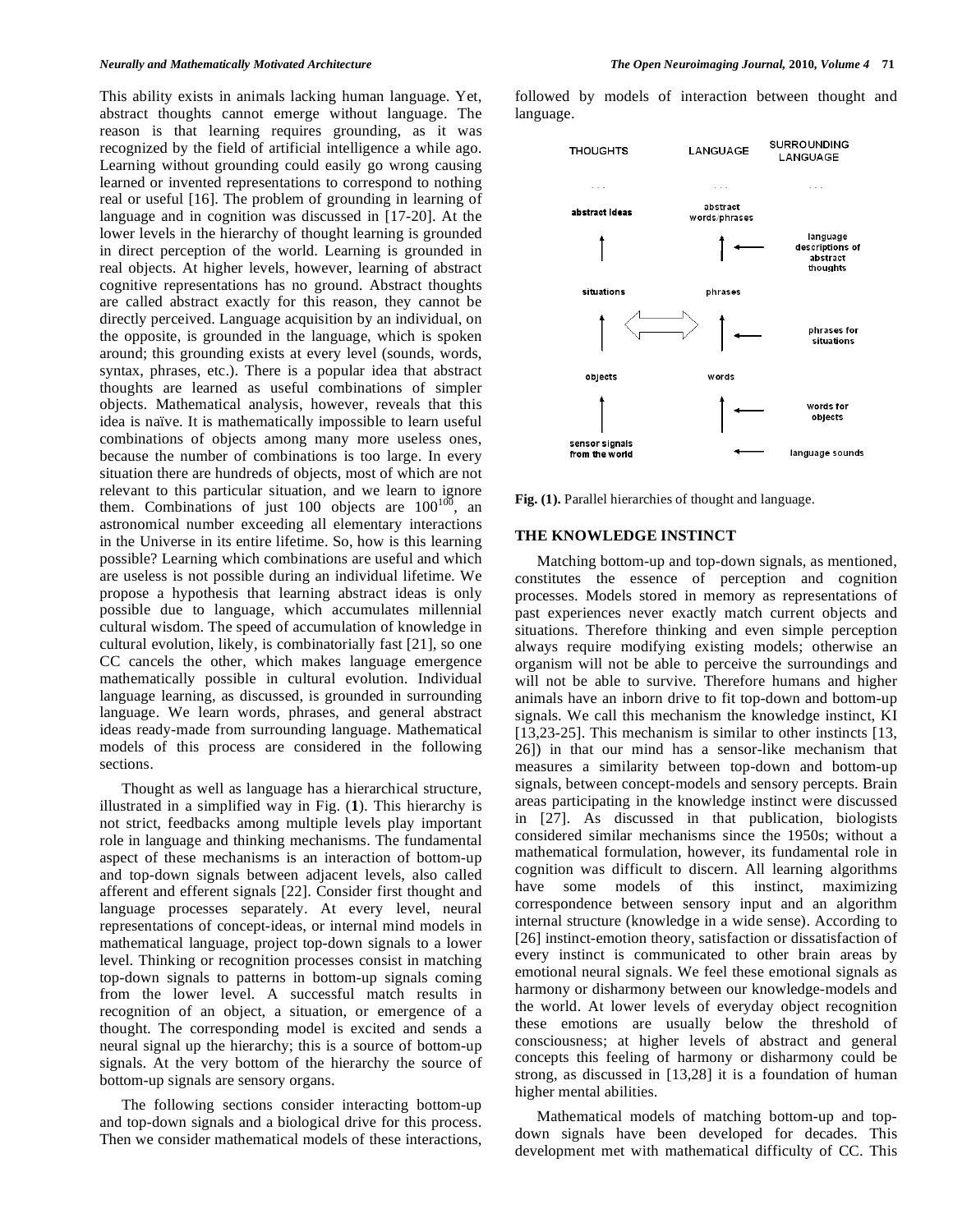This ability exists in animals lacking human language. Yet, abstract thoughts cannot emerge without language. The reason is that learning requires grounding, as it was recognized by the field of artificial intelligence a while ago. Learning without grounding could easily go wrong causing learned or invented representations to correspond to nothing real or useful [16]. The problem of grounding in learning of language and in cognition was discussed in [17-20]. At the lower levels in the hierarchy of thought learning is grounded in direct perception of the world. Learning is grounded in real objects. At higher levels, however, learning of abstract cognitive representations has no ground. Abstract thoughts are called abstract exactly for this reason, they cannot be directly perceived. Language acquisition by an individual, on the opposite, is grounded in the language, which is spoken around; this grounding exists at every level (sounds, words, syntax, phrases, etc.). There is a popular idea that abstract thoughts are learned as useful combinations of simpler objects. Mathematical analysis, however, reveals that this idea is naïve. It is mathematically impossible to learn useful combinations of objects among many more useless ones, because the number of combinations is too large. In every situation there are hundreds of objects, most of which are not relevant to this particular situation, and we learn to ignore them. Combinations of just 100 objects are $100^{100}$, an astronomical number exceeding all elementary interactions in the Universe in its entire lifetime. So, how is this learning possible? Learning which combinations are useful and which are useless is not possible during an individual lifetime. We propose a hypothesis that learning abstract ideas is only possible due to language, which accumulates millennial cultural wisdom. The speed of accumulation of knowledge in cultural evolution, likely, is combinatorially fast [21], so one CC cancels the other, which makes language emergence mathematically possible in cultural evolution. Individual language learning, as discussed, is grounded in surrounding language. We learn words, phrases, and general abstract ideas ready-made from surrounding language. Mathematical models of this process are considered in the following sections.

Thought as well as language has a hierarchical structure, illustrated in a simplified way in Fig. (**1**). This hierarchy is not strict, feedbacks among multiple levels play important role in language and thinking mechanisms. The fundamental aspect of these mechanisms is an interaction of bottom-up and top-down signals between adjacent levels, also called afferent and efferent signals [22]. Consider first thought and language processes separately. At every level, neural representations of concept-ideas, or internal mind models in mathematical language, project top-down signals to a lower level. Thinking or recognition processes consist in matching top-down signals to patterns in bottom-up signals coming from the lower level. A successful match results in recognition of an object, a situation, or emergence of a thought. The corresponding model is excited and sends a neural signal up the hierarchy; this is a source of bottom-up signals. At the very bottom of the hierarchy the source of bottom-up signals are sensory organs.

The following sections consider interacting bottom-up and top-down signals and a biological drive for this process. Then we consider mathematical models of these interactions, followed by models of interaction between thought and language.

| THOUGHTS | LANGUAGE | SURROUNDING LANGUAGE |
|---|---|---|
| . . . | . . . | . . . |
| abstract ideas | abstract words/phrases | |
| | | language descriptions of abstract thoughts |
| situations | phrases | |
| | | phrases for situations |
| objects | words | |
| | | words for objects |
| sensor signals from the world | | language sounds |

**Fig. (1).** Parallel hierarchies of thought and language.

## THE KNOWLEDGE INSTINCT

Matching bottom-up and top-down signals, as mentioned, constitutes the essence of perception and cognition processes. Models stored in memory as representations of past experiences never exactly match current objects and situations. Therefore thinking and even simple perception always require modifying existing models; otherwise an organism will not be able to perceive the surroundings and will not be able to survive. Therefore humans and higher animals have an inborn drive to fit top-down and bottom-up signals. We call this mechanism the knowledge instinct, KI [13,23-25]. This mechanism is similar to other instincts [13, 26]) in that our mind has a sensor-like mechanism that measures a similarity between top-down and bottom-up signals, between concept-models and sensory percepts. Brain areas participating in the knowledge instinct were discussed in [27]. As discussed in that publication, biologists considered similar mechanisms since the 1950s; without a mathematical formulation, however, its fundamental role in cognition was difficult to discern. All learning algorithms have some models of this instinct, maximizing correspondence between sensory input and an algorithm internal structure (knowledge in a wide sense). According to [26] instinct-emotion theory, satisfaction or dissatisfaction of every instinct is communicated to other brain areas by emotional neural signals. We feel these emotional signals as harmony or disharmony between our knowledge-models and the world. At lower levels of everyday object recognition these emotions are usually below the threshold of consciousness; at higher levels of abstract and general concepts this feeling of harmony or disharmony could be strong, as discussed in [13,28] it is a foundation of human higher mental abilities.

Mathematical models of matching bottom-up and top-down signals have been developed for decades. This development met with mathematical difficulty of CC. This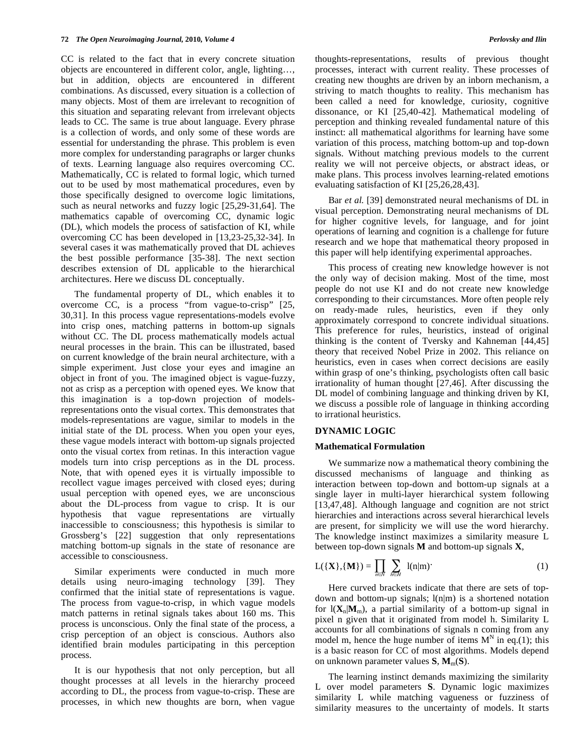CC is related to the fact that in every concrete situation objects are encountered in different color, angle, lighting…, but in addition, objects are encountered in different combinations. As discussed, every situation is a collection of many objects. Most of them are irrelevant to recognition of this situation and separating relevant from irrelevant objects leads to CC. The same is true about language. Every phrase is a collection of words, and only some of these words are essential for understanding the phrase. This problem is even more complex for understanding paragraphs or larger chunks of texts. Learning language also requires overcoming CC. Mathematically, CC is related to formal logic, which turned out to be used by most mathematical procedures, even by those specifically designed to overcome logic limitations, such as neural networks and fuzzy logic [25,29-31,64]. The mathematics capable of overcoming CC, dynamic logic (DL), which models the process of satisfaction of KI, while overcoming CC has been developed in [13,23-25,32-34]. In several cases it was mathematically proved that DL achieves the best possible performance [35-38]. The next section describes extension of DL applicable to the hierarchical architectures. Here we discuss DL conceptually.

The fundamental property of DL, which enables it to overcome CC, is a process "from vague-to-crisp" [25, 30,31]. In this process vague representations-models evolve into crisp ones, matching patterns in bottom-up signals without CC. The DL process mathematically models actual neural processes in the brain. This can be illustrated, based on current knowledge of the brain neural architecture, with a simple experiment. Just close your eyes and imagine an object in front of you. The imagined object is vague-fuzzy, not as crisp as a perception with opened eyes. We know that this imagination is a top-down projection of models-representations onto the visual cortex. This demonstrates that models-representations are vague, similar to models in the initial state of the DL process. When you open your eyes, these vague models interact with bottom-up signals projected onto the visual cortex from retinas. In this interaction vague models turn into crisp perceptions as in the DL process. Note, that with opened eyes it is virtually impossible to recollect vague images perceived with closed eyes; during usual perception with opened eyes, we are unconscious about the DL-process from vague to crisp. It is our hypothesis that vague representations are virtually inaccessible to consciousness; this hypothesis is similar to Grossberg's [22] suggestion that only representations matching bottom-up signals in the state of resonance are accessible to consciousness.

Similar experiments were conducted in much more details using neuro-imaging technology [39]. They confirmed that the initial state of representations is vague. The process from vague-to-crisp, in which vague models match patterns in retinal signals takes about 160 ms. This process is unconscious. Only the final state of the process, a crisp perception of an object is conscious. Authors also identified brain modules participating in this perception process.

It is our hypothesis that not only perception, but all thought processes at all levels in the hierarchy proceed according to DL, the process from vague-to-crisp. These are processes, in which new thoughts are born, when vague thoughts-representations, results of previous thought processes, interact with current reality. These processes of creating new thoughts are driven by an inborn mechanism, a striving to match thoughts to reality. This mechanism has been called a need for knowledge, curiosity, cognitive dissonance, or KI [25,40-42]. Mathematical modeling of perception and thinking revealed fundamental nature of this instinct: all mathematical algorithms for learning have some variation of this process, matching bottom-up and top-down signals. Without matching previous models to the current reality we will not perceive objects, or abstract ideas, or make plans. This process involves learning-related emotions evaluating satisfaction of KI [25,26,28,43].

Bar *et al.* [39] demonstrated neural mechanisms of DL in visual perception. Demonstrating neural mechanisms of DL for higher cognitive levels, for language, and for joint operations of learning and cognition is a challenge for future research and we hope that mathematical theory proposed in this paper will help identifying experimental approaches.

This process of creating new knowledge however is not the only way of decision making. Most of the time, most people do not use KI and do not create new knowledge corresponding to their circumstances. More often people rely on ready-made rules, heuristics, even if they only approximately correspond to concrete individual situations. This preference for rules, heuristics, instead of original thinking is the content of Tversky and Kahneman [44,45] theory that received Nobel Prize in 2002. This reliance on heuristics, even in cases when correct decisions are easily within grasp of one's thinking, psychologists often call basic irrationality of human thought [27,46]. After discussing the DL model of combining language and thinking driven by KI, we discuss a possible role of language in thinking according to irrational heuristics.

## DYNAMIC LOGIC

### Mathematical Formulation

We summarize now a mathematical theory combining the discussed mechanisms of language and thinking as interaction between top-down and bottom-up signals at a single layer in multi-layer hierarchical system following [13,47,48]. Although language and cognition are not strict hierarchies and interactions across several hierarchical levels are present, for simplicity we will use the word hierarchy. The knowledge instinct maximizes a similarity measure L between top-down signals $\mathbf{M}$ and bottom-up signals $\mathbf{X}$,

$$\mathrm{L}(\{\mathbf{X}\},\{\mathbf{M}\}) = \prod_{n \in N} \sum_{h \in H} \mathrm{l}(\mathrm{n}|\mathrm{m}). \tag{1}$$

Here curved brackets indicate that there are sets of top-down and bottom-up signals; l(n|m) is a shortened notation for $\mathrm{l}(\mathbf{X}_n|\mathbf{M}_m)$, a partial similarity of a bottom-up signal in pixel n given that it originated from model h. Similarity L accounts for all combinations of signals n coming from any model m, hence the huge number of items $M^N$ in eq.(1); this is a basic reason for CC of most algorithms. Models depend on unknown parameter values $\mathbf{S}$, $\mathbf{M}_m(\mathbf{S})$.

The learning instinct demands maximizing the similarity L over model parameters $\mathbf{S}$. Dynamic logic maximizes similarity L while matching vagueness or fuzziness of similarity measures to the uncertainty of models. It starts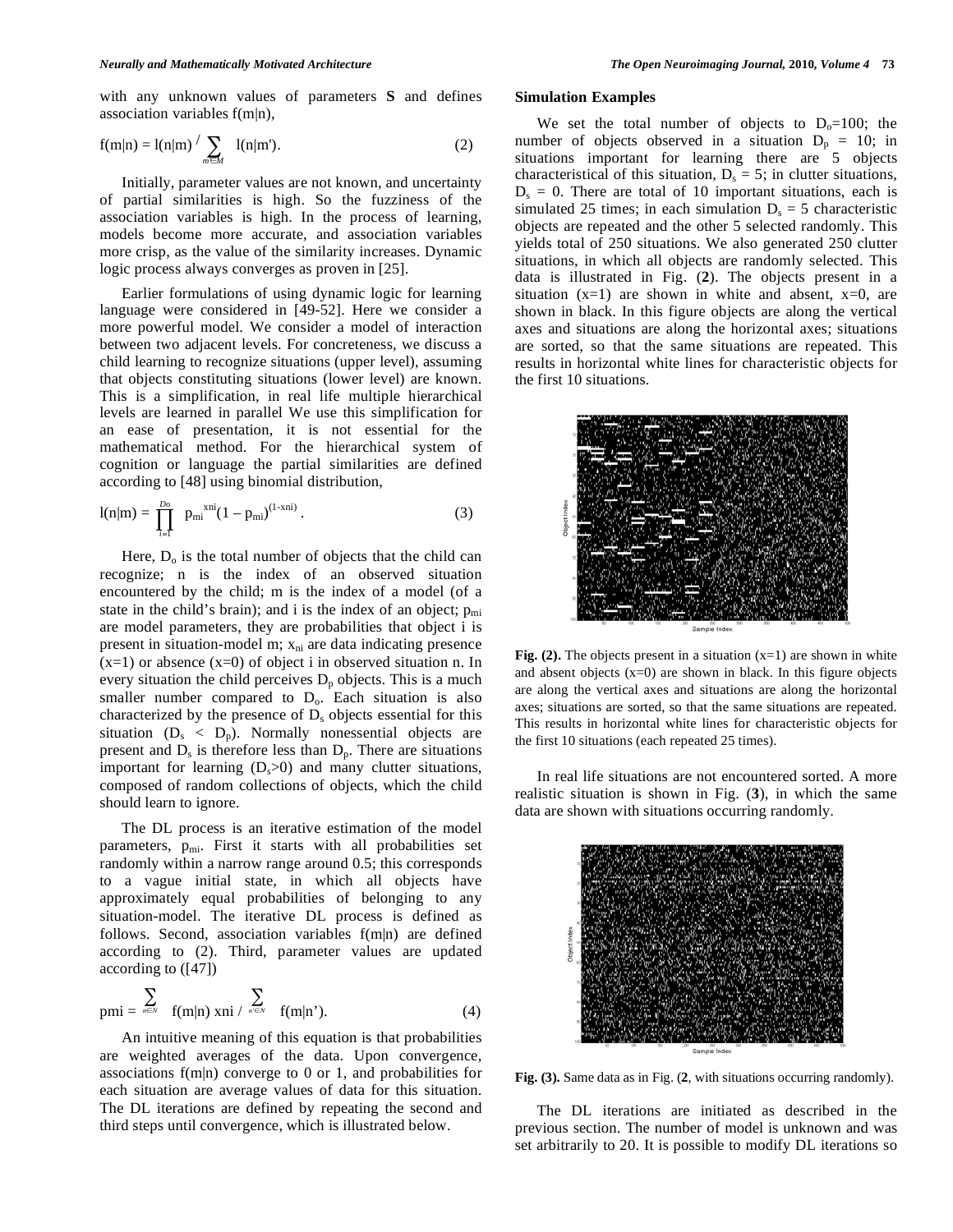with any unknown values of parameters **S** and defines association variables f(m|n),

$$f(m|n) = l(n|m) / \sum_{m' \in M} l(n|m'). \quad (2)$$

Initially, parameter values are not known, and uncertainty of partial similarities is high. So the fuzziness of the association variables is high. In the process of learning, models become more accurate, and association variables more crisp, as the value of the similarity increases. Dynamic logic process always converges as proven in [25].

Earlier formulations of using dynamic logic for learning language were considered in [49-52]. Here we consider a more powerful model. We consider a model of interaction between two adjacent levels. For concreteness, we discuss a child learning to recognize situations (upper level), assuming that objects constituting situations (lower level) are known. This is a simplification, in real life multiple hierarchical levels are learned in parallel We use this simplification for an ease of presentation, it is not essential for the mathematical method. For the hierarchical system of cognition or language the partial similarities are defined according to [48] using binomial distribution,

$$l(n|m) = \prod_{i=1}^{Do} p_{mi}^{\,x_{ni}}(1 - p_{mi})^{(1-x_{ni})}. \quad (3)$$

Here, $D_o$ is the total number of objects that the child can recognize; n is the index of an observed situation encountered by the child; m is the index of a model (of a state in the child's brain); and i is the index of an object; $p_{mi}$ are model parameters, they are probabilities that object i is present in situation-model m; $x_{ni}$ are data indicating presence (x=1) or absence (x=0) of object i in observed situation n. In every situation the child perceives $D_p$ objects. This is a much smaller number compared to $D_o$. Each situation is also characterized by the presence of $D_s$ objects essential for this situation ($D_s < D_p$). Normally nonessential objects are present and $D_s$ is therefore less than $D_p$. There are situations important for learning ($D_s$>0) and many clutter situations, composed of random collections of objects, which the child should learn to ignore.

The DL process is an iterative estimation of the model parameters, $p_{mi}$. First it starts with all probabilities set randomly within a narrow range around 0.5; this corresponds to a vague initial state, in which all objects have approximately equal probabilities of belonging to any situation-model. The iterative DL process is defined as follows. Second, association variables f(m|n) are defined according to (2). Third, parameter values are updated according to ([47])

$$p_{mi} = \sum_{n \in N} f(m|n)\, x_{ni} / \sum_{n' \in N} f(m|n'). \quad (4)$$

An intuitive meaning of this equation is that probabilities are weighted averages of the data. Upon convergence, associations f(m|n) converge to 0 or 1, and probabilities for each situation are average values of data for this situation. The DL iterations are defined by repeating the second and third steps until convergence, which is illustrated below.

### Simulation Examples

We set the total number of objects to $D_o$=100; the number of objects observed in a situation $D_p$ = 10; in situations important for learning there are 5 objects characteristical of this situation, $D_s$ = 5; in clutter situations, $D_s$ = 0. There are total of 10 important situations, each is simulated 25 times; in each simulation $D_s$ = 5 characteristic objects are repeated and the other 5 selected randomly. This yields total of 250 situations. We also generated 250 clutter situations, in which all objects are randomly selected. This data is illustrated in Fig. (**2**). The objects present in a situation (x=1) are shown in white and absent, x=0, are shown in black. In this figure objects are along the vertical axes and situations are along the horizontal axes; situations are sorted, so that the same situations are repeated. This results in horizontal white lines for characteristic objects for the first 10 situations.

**Fig. (2).** The objects present in a situation (x=1) are shown in white and absent objects (x=0) are shown in black. In this figure objects are along the vertical axes and situations are along the horizontal axes; situations are sorted, so that the same situations are repeated. This results in horizontal white lines for characteristic objects for the first 10 situations (each repeated 25 times).

In real life situations are not encountered sorted. A more realistic situation is shown in Fig. (**3**), in which the same data are shown with situations occurring randomly.

**Fig. (3).** Same data as in Fig. (**2**, with situations occurring randomly).

The DL iterations are initiated as described in the previous section. The number of model is unknown and was set arbitrarily to 20. It is possible to modify DL iterations so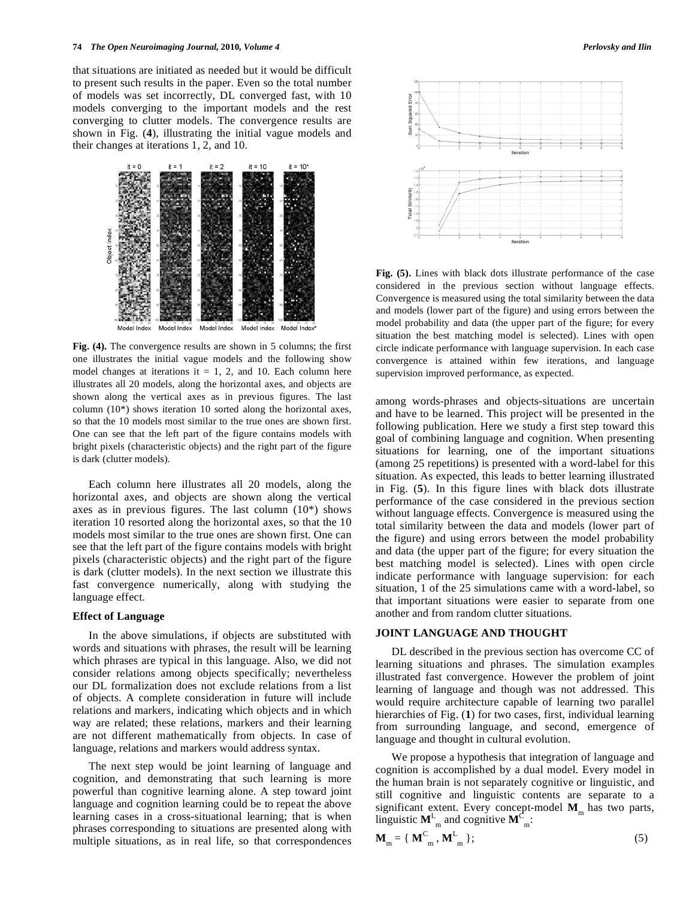that situations are initiated as needed but it would be difficult to present such results in the paper. Even so the total number of models was set incorrectly, DL converged fast, with 10 models converging to the important models and the rest converging to clutter models. The convergence results are shown in Fig. (**4**), illustrating the initial vague models and their changes at iterations 1, 2, and 10.

**Fig. (4).** The convergence results are shown in 5 columns; the first one illustrates the initial vague models and the following show model changes at iterations it = 1, 2, and 10. Each column here illustrates all 20 models, along the horizontal axes, and objects are shown along the vertical axes as in previous figures. The last column (10*) shows iteration 10 sorted along the horizontal axes, so that the 10 models most similar to the true ones are shown first. One can see that the left part of the figure contains models with bright pixels (characteristic objects) and the right part of the figure is dark (clutter models).

Each column here illustrates all 20 models, along the horizontal axes, and objects are shown along the vertical axes as in previous figures. The last column (10*) shows iteration 10 resorted along the horizontal axes, so that the 10 models most similar to the true ones are shown first. One can see that the left part of the figure contains models with bright pixels (characteristic objects) and the right part of the figure is dark (clutter models). In the next section we illustrate this fast convergence numerically, along with studying the language effect.

**Effect of Language**

In the above simulations, if objects are substituted with words and situations with phrases, the result will be learning which phrases are typical in this language. Also, we did not consider relations among objects specifically; nevertheless our DL formalization does not exclude relations from a list of objects. A complete consideration in future will include relations and markers, indicating which objects and in which way are related; these relations, markers and their learning are not different mathematically from objects. In case of language, relations and markers would address syntax.

The next step would be joint learning of language and cognition, and demonstrating that such learning is more powerful than cognitive learning alone. A step toward joint language and cognition learning could be to repeat the above learning cases in a cross-situational learning; that is when phrases corresponding to situations are presented along with multiple situations, as in real life, so that correspondences among words-phrases and objects-situations are uncertain and have to be learned. This project will be presented in the following publication. Here we study a first step toward this goal of combining language and cognition. When presenting situations for learning, one of the important situations (among 25 repetitions) is presented with a word-label for this situation. As expected, this leads to better learning illustrated in Fig. (**5**). In this figure lines with black dots illustrate performance of the case considered in the previous section without language effects. Convergence is measured using the total similarity between the data and models (lower part of the figure) and using errors between the model probability and data (the upper part of the figure; for every situation the best matching model is selected). Lines with open circle indicate performance with language supervision: for each situation, 1 of the 25 simulations came with a word-label, so that important situations were easier to separate from one another and from random clutter situations.

**Fig. (5).** Lines with black dots illustrate performance of the case considered in the previous section without language effects. Convergence is measured using the total similarity between the data and models (lower part of the figure) and using errors between the model probability and data (the upper part of the figure; for every situation the best matching model is selected). Lines with open circle indicate performance with language supervision. In each case convergence is attained within few iterations, and language supervision improved performance, as expected.

## JOINT LANGUAGE AND THOUGHT

DL described in the previous section has overcome CC of learning situations and phrases. The simulation examples illustrated fast convergence. However the problem of joint learning of language and though was not addressed. This would require architecture capable of learning two parallel hierarchies of Fig. (**1**) for two cases, first, individual learning from surrounding language, and second, emergence of language and thought in cultural evolution.

We propose a hypothesis that integration of language and cognition is accomplished by a dual model. Every model in the human brain is not separately cognitive or linguistic, and still cognitive and linguistic contents are separate to a significant extent. Every concept-model $\mathbf{M}_m$ has two parts, linguistic $\mathbf{M}^L_m$ and cognitive $\mathbf{M}^C_m$:

$$\mathbf{M}_m = \{ \mathbf{M}^C_m , \mathbf{M}^L_m \}; \tag{5}$$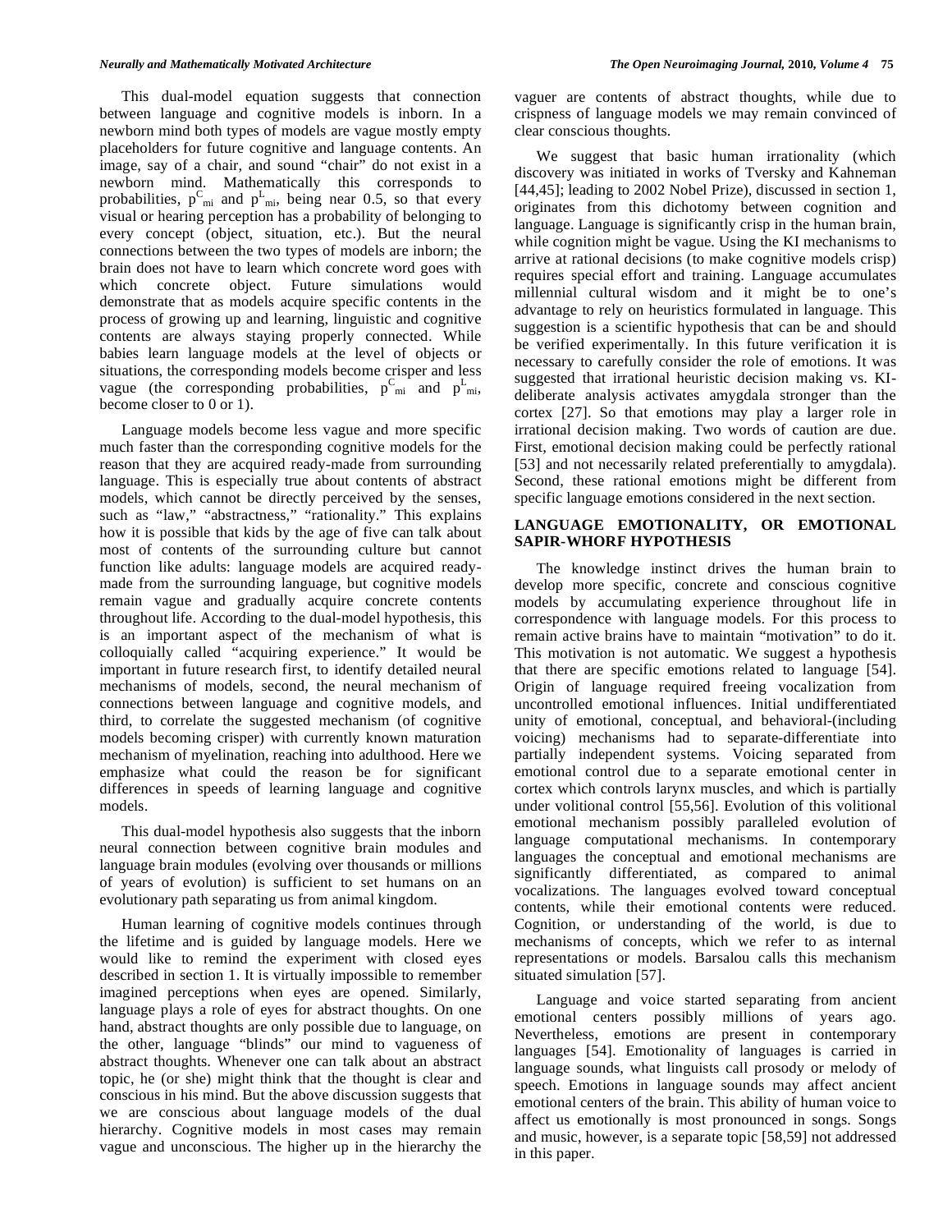This dual-model equation suggests that connection between language and cognitive models is inborn. In a newborn mind both types of models are vague mostly empty placeholders for future cognitive and language contents. An image, say of a chair, and sound "chair" do not exist in a newborn mind. Mathematically this corresponds to probabilities, $p^C_{mi}$ and $p^L_{mi}$, being near 0.5, so that every visual or hearing perception has a probability of belonging to every concept (object, situation, etc.). But the neural connections between the two types of models are inborn; the brain does not have to learn which concrete word goes with which concrete object. Future simulations would demonstrate that as models acquire specific contents in the process of growing up and learning, linguistic and cognitive contents are always staying properly connected. While babies learn language models at the level of objects or situations, the corresponding models become crisper and less vague (the corresponding probabilities, $p^C_{mi}$ and $p^L_{mi}$, become closer to 0 or 1).

Language models become less vague and more specific much faster than the corresponding cognitive models for the reason that they are acquired ready-made from surrounding language. This is especially true about contents of abstract models, which cannot be directly perceived by the senses, such as "law," "abstractness," "rationality." This explains how it is possible that kids by the age of five can talk about most of contents of the surrounding culture but cannot function like adults: language models are acquired ready-made from the surrounding language, but cognitive models remain vague and gradually acquire concrete contents throughout life. According to the dual-model hypothesis, this is an important aspect of the mechanism of what is colloquially called "acquiring experience." It would be important in future research first, to identify detailed neural mechanisms of models, second, the neural mechanism of connections between language and cognitive models, and third, to correlate the suggested mechanism (of cognitive models becoming crisper) with currently known maturation mechanism of myelination, reaching into adulthood. Here we emphasize what could the reason be for significant differences in speeds of learning language and cognitive models.

This dual-model hypothesis also suggests that the inborn neural connection between cognitive brain modules and language brain modules (evolving over thousands or millions of years of evolution) is sufficient to set humans on an evolutionary path separating us from animal kingdom.

Human learning of cognitive models continues through the lifetime and is guided by language models. Here we would like to remind the experiment with closed eyes described in section 1. It is virtually impossible to remember imagined perceptions when eyes are opened. Similarly, language plays a role of eyes for abstract thoughts. On one hand, abstract thoughts are only possible due to language, on the other, language "blinds" our mind to vagueness of abstract thoughts. Whenever one can talk about an abstract topic, he (or she) might think that the thought is clear and conscious in his mind. But the above discussion suggests that we are conscious about language models of the dual hierarchy. Cognitive models in most cases may remain vague and unconscious. The higher up in the hierarchy the vaguer are contents of abstract thoughts, while due to crispness of language models we may remain convinced of clear conscious thoughts.

We suggest that basic human irrationality (which discovery was initiated in works of Tversky and Kahneman [44,45]; leading to 2002 Nobel Prize), discussed in section 1, originates from this dichotomy between cognition and language. Language is significantly crisp in the human brain, while cognition might be vague. Using the KI mechanisms to arrive at rational decisions (to make cognitive models crisp) requires special effort and training. Language accumulates millennial cultural wisdom and it might be to one's advantage to rely on heuristics formulated in language. This suggestion is a scientific hypothesis that can be and should be verified experimentally. In this future verification it is necessary to carefully consider the role of emotions. It was suggested that irrational heuristic decision making vs. KI-deliberate analysis activates amygdala stronger than the cortex [27]. So that emotions may play a larger role in irrational decision making. Two words of caution are due. First, emotional decision making could be perfectly rational [53] and not necessarily related preferentially to amygdala). Second, these rational emotions might be different from specific language emotions considered in the next section.

## LANGUAGE EMOTIONALITY, OR EMOTIONAL SAPIR-WHORF HYPOTHESIS

The knowledge instinct drives the human brain to develop more specific, concrete and conscious cognitive models by accumulating experience throughout life in correspondence with language models. For this process to remain active brains have to maintain "motivation" to do it. This motivation is not automatic. We suggest a hypothesis that there are specific emotions related to language [54]. Origin of language required freeing vocalization from uncontrolled emotional influences. Initial undifferentiated unity of emotional, conceptual, and behavioral-(including voicing) mechanisms had to separate-differentiate into partially independent systems. Voicing separated from emotional control due to a separate emotional center in cortex which controls larynx muscles, and which is partially under volitional control [55,56]. Evolution of this volitional emotional mechanism possibly paralleled evolution of language computational mechanisms. In contemporary languages the conceptual and emotional mechanisms are significantly differentiated, as compared to animal vocalizations. The languages evolved toward conceptual contents, while their emotional contents were reduced. Cognition, or understanding of the world, is due to mechanisms of concepts, which we refer to as internal representations or models. Barsalou calls this mechanism situated simulation [57].

Language and voice started separating from ancient emotional centers possibly millions of years ago. Nevertheless, emotions are present in contemporary languages [54]. Emotionality of languages is carried in language sounds, what linguists call prosody or melody of speech. Emotions in language sounds may affect ancient emotional centers of the brain. This ability of human voice to affect us emotionally is most pronounced in songs. Songs and music, however, is a separate topic [58,59] not addressed in this paper.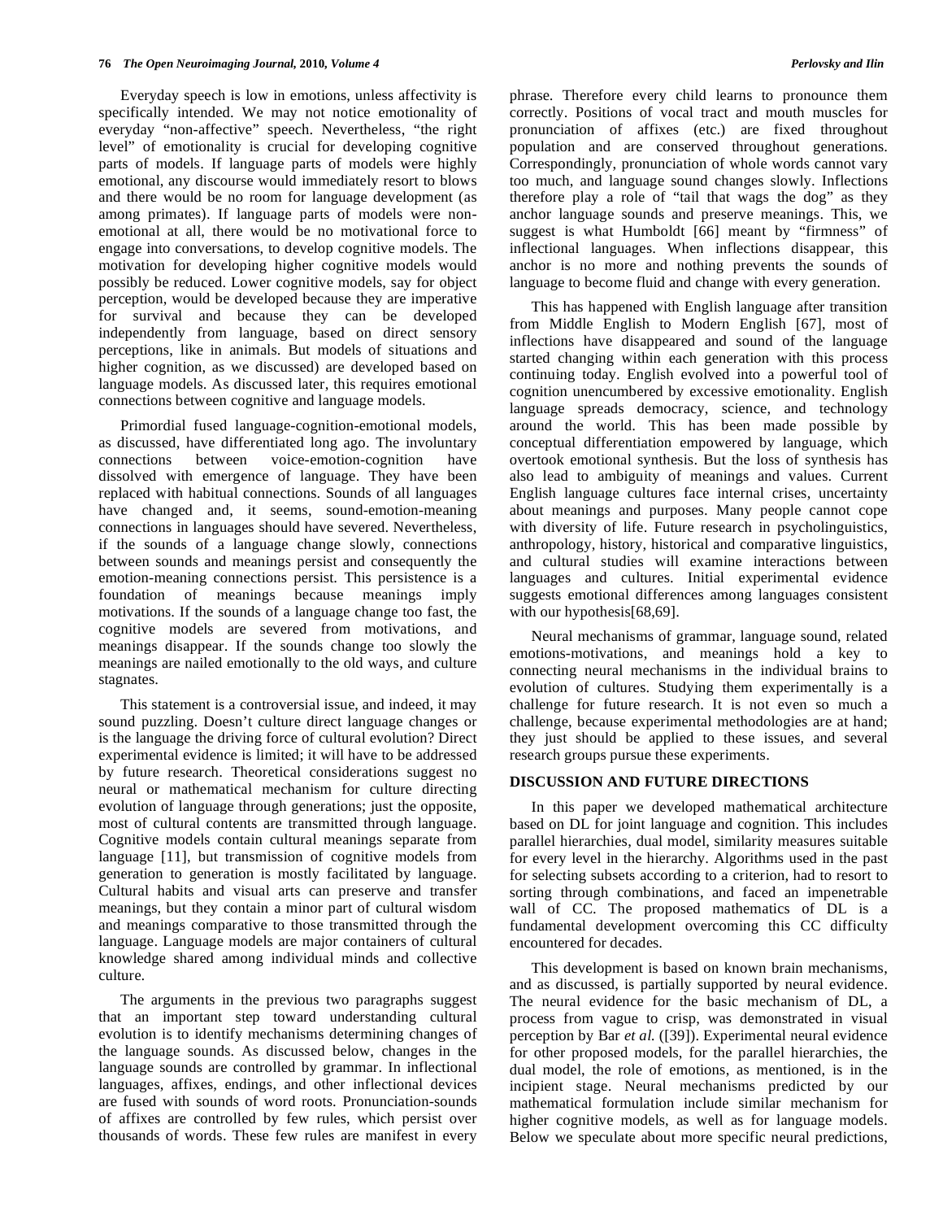Everyday speech is low in emotions, unless affectivity is specifically intended. We may not notice emotionality of everyday "non-affective" speech. Nevertheless, "the right level" of emotionality is crucial for developing cognitive parts of models. If language parts of models were highly emotional, any discourse would immediately resort to blows and there would be no room for language development (as among primates). If language parts of models were non-emotional at all, there would be no motivational force to engage into conversations, to develop cognitive models. The motivation for developing higher cognitive models would possibly be reduced. Lower cognitive models, say for object perception, would be developed because they are imperative for survival and because they can be developed independently from language, based on direct sensory perceptions, like in animals. But models of situations and higher cognition, as we discussed) are developed based on language models. As discussed later, this requires emotional connections between cognitive and language models.

Primordial fused language-cognition-emotional models, as discussed, have differentiated long ago. The involuntary connections between voice-emotion-cognition have dissolved with emergence of language. They have been replaced with habitual connections. Sounds of all languages have changed and, it seems, sound-emotion-meaning connections in languages should have severed. Nevertheless, if the sounds of a language change slowly, connections between sounds and meanings persist and consequently the emotion-meaning connections persist. This persistence is a foundation of meanings because meanings imply motivations. If the sounds of a language change too fast, the cognitive models are severed from motivations, and meanings disappear. If the sounds change too slowly the meanings are nailed emotionally to the old ways, and culture stagnates.

This statement is a controversial issue, and indeed, it may sound puzzling. Doesn't culture direct language changes or is the language the driving force of cultural evolution? Direct experimental evidence is limited; it will have to be addressed by future research. Theoretical considerations suggest no neural or mathematical mechanism for culture directing evolution of language through generations; just the opposite, most of cultural contents are transmitted through language. Cognitive models contain cultural meanings separate from language [11], but transmission of cognitive models from generation to generation is mostly facilitated by language. Cultural habits and visual arts can preserve and transfer meanings, but they contain a minor part of cultural wisdom and meanings comparative to those transmitted through the language. Language models are major containers of cultural knowledge shared among individual minds and collective culture.

The arguments in the previous two paragraphs suggest that an important step toward understanding cultural evolution is to identify mechanisms determining changes of the language sounds. As discussed below, changes in the language sounds are controlled by grammar. In inflectional languages, affixes, endings, and other inflectional devices are fused with sounds of word roots. Pronunciation-sounds of affixes are controlled by few rules, which persist over thousands of words. These few rules are manifest in every phrase. Therefore every child learns to pronounce them correctly. Positions of vocal tract and mouth muscles for pronunciation of affixes (etc.) are fixed throughout population and are conserved throughout generations. Correspondingly, pronunciation of whole words cannot vary too much, and language sound changes slowly. Inflections therefore play a role of "tail that wags the dog" as they anchor language sounds and preserve meanings. This, we suggest is what Humboldt [66] meant by "firmness" of inflectional languages. When inflections disappear, this anchor is no more and nothing prevents the sounds of language to become fluid and change with every generation.

This has happened with English language after transition from Middle English to Modern English [67], most of inflections have disappeared and sound of the language started changing within each generation with this process continuing today. English evolved into a powerful tool of cognition unencumbered by excessive emotionality. English language spreads democracy, science, and technology around the world. This has been made possible by conceptual differentiation empowered by language, which overtook emotional synthesis. But the loss of synthesis has also lead to ambiguity of meanings and values. Current English language cultures face internal crises, uncertainty about meanings and purposes. Many people cannot cope with diversity of life. Future research in psycholinguistics, anthropology, history, historical and comparative linguistics, and cultural studies will examine interactions between languages and cultures. Initial experimental evidence suggests emotional differences among languages consistent with our hypothesis[68,69].

Neural mechanisms of grammar, language sound, related emotions-motivations, and meanings hold a key to connecting neural mechanisms in the individual brains to evolution of cultures. Studying them experimentally is a challenge for future research. It is not even so much a challenge, because experimental methodologies are at hand; they just should be applied to these issues, and several research groups pursue these experiments.

## DISCUSSION AND FUTURE DIRECTIONS

In this paper we developed mathematical architecture based on DL for joint language and cognition. This includes parallel hierarchies, dual model, similarity measures suitable for every level in the hierarchy. Algorithms used in the past for selecting subsets according to a criterion, had to resort to sorting through combinations, and faced an impenetrable wall of CC. The proposed mathematics of DL is a fundamental development overcoming this CC difficulty encountered for decades.

This development is based on known brain mechanisms, and as discussed, is partially supported by neural evidence. The neural evidence for the basic mechanism of DL, a process from vague to crisp, was demonstrated in visual perception by Bar *et al.* ([39]). Experimental neural evidence for other proposed models, for the parallel hierarchies, the dual model, the role of emotions, as mentioned, is in the incipient stage. Neural mechanisms predicted by our mathematical formulation include similar mechanism for higher cognitive models, as well as for language models. Below we speculate about more specific neural predictions,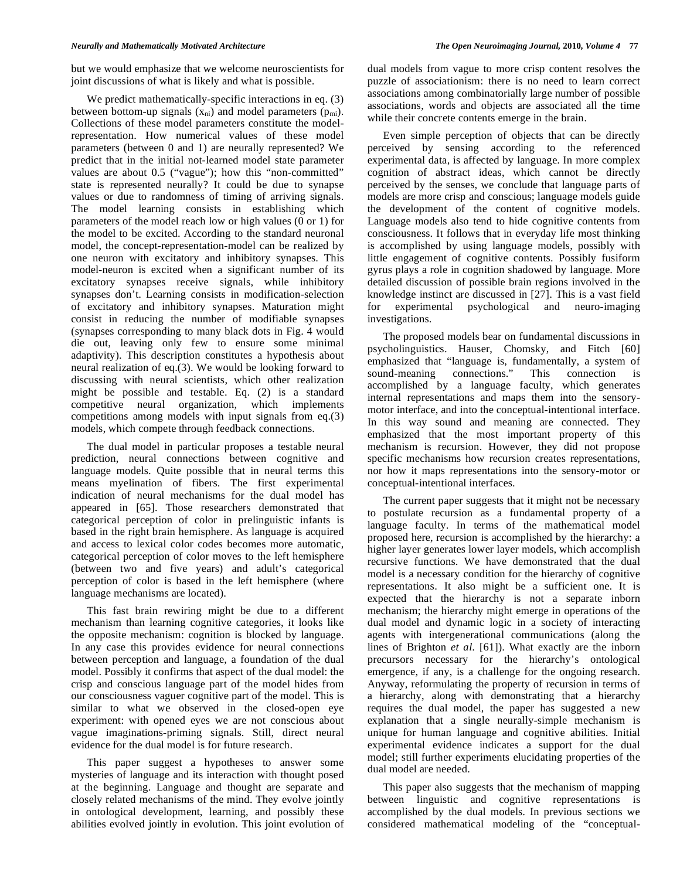but we would emphasize that we welcome neuroscientists for joint discussions of what is likely and what is possible.

We predict mathematically-specific interactions in eq. (3) between bottom-up signals ($x_{ni}$) and model parameters ($p_{mi}$). Collections of these model parameters constitute the model-representation. How numerical values of these model parameters (between 0 and 1) are neurally represented? We predict that in the initial not-learned model state parameter values are about 0.5 ("vague"); how this "non-committed" state is represented neurally? It could be due to synapse values or due to randomness of timing of arriving signals. The model learning consists in establishing which parameters of the model reach low or high values (0 or 1) for the model to be excited. According to the standard neuronal model, the concept-representation-model can be realized by one neuron with excitatory and inhibitory synapses. This model-neuron is excited when a significant number of its excitatory synapses receive signals, while inhibitory synapses don't. Learning consists in modification-selection of excitatory and inhibitory synapses. Maturation might consist in reducing the number of modifiable synapses (synapses corresponding to many black dots in Fig. 4 would die out, leaving only few to ensure some minimal adaptivity). This description constitutes a hypothesis about neural realization of eq.(3). We would be looking forward to discussing with neural scientists, which other realization might be possible and testable. Eq. (2) is a standard competitive neural organization, which implements competitions among models with input signals from eq.(3) models, which compete through feedback connections.

The dual model in particular proposes a testable neural prediction, neural connections between cognitive and language models. Quite possible that in neural terms this means myelination of fibers. The first experimental indication of neural mechanisms for the dual model has appeared in [65]. Those researchers demonstrated that categorical perception of color in prelinguistic infants is based in the right brain hemisphere. As language is acquired and access to lexical color codes becomes more automatic, categorical perception of color moves to the left hemisphere (between two and five years) and adult's categorical perception of color is based in the left hemisphere (where language mechanisms are located).

This fast brain rewiring might be due to a different mechanism than learning cognitive categories, it looks like the opposite mechanism: cognition is blocked by language. In any case this provides evidence for neural connections between perception and language, a foundation of the dual model. Possibly it confirms that aspect of the dual model: the crisp and conscious language part of the model hides from our consciousness vaguer cognitive part of the model. This is similar to what we observed in the closed-open eye experiment: with opened eyes we are not conscious about vague imaginations-priming signals. Still, direct neural evidence for the dual model is for future research.

This paper suggest a hypotheses to answer some mysteries of language and its interaction with thought posed at the beginning. Language and thought are separate and closely related mechanisms of the mind. They evolve jointly in ontological development, learning, and possibly these abilities evolved jointly in evolution. This joint evolution of dual models from vague to more crisp content resolves the puzzle of associationism: there is no need to learn correct associations among combinatorially large number of possible associations, words and objects are associated all the time while their concrete contents emerge in the brain.

Even simple perception of objects that can be directly perceived by sensing according to the referenced experimental data, is affected by language. In more complex cognition of abstract ideas, which cannot be directly perceived by the senses, we conclude that language parts of models are more crisp and conscious; language models guide the development of the content of cognitive models. Language models also tend to hide cognitive contents from consciousness. It follows that in everyday life most thinking is accomplished by using language models, possibly with little engagement of cognitive contents. Possibly fusiform gyrus plays a role in cognition shadowed by language. More detailed discussion of possible brain regions involved in the knowledge instinct are discussed in [27]. This is a vast field for experimental psychological and neuro-imaging investigations.

The proposed models bear on fundamental discussions in psycholinguistics. Hauser, Chomsky, and Fitch [60] emphasized that "language is, fundamentally, a system of sound-meaning connections." This connection is accomplished by a language faculty, which generates internal representations and maps them into the sensory-motor interface, and into the conceptual-intentional interface. In this way sound and meaning are connected. They emphasized that the most important property of this mechanism is recursion. However, they did not propose specific mechanisms how recursion creates representations, nor how it maps representations into the sensory-motor or conceptual-intentional interfaces.

The current paper suggests that it might not be necessary to postulate recursion as a fundamental property of a language faculty. In terms of the mathematical model proposed here, recursion is accomplished by the hierarchy: a higher layer generates lower layer models, which accomplish recursive functions. We have demonstrated that the dual model is a necessary condition for the hierarchy of cognitive representations. It also might be a sufficient one. It is expected that the hierarchy is not a separate inborn mechanism; the hierarchy might emerge in operations of the dual model and dynamic logic in a society of interacting agents with intergenerational communications (along the lines of Brighton *et al*. [61]). What exactly are the inborn precursors necessary for the hierarchy's ontological emergence, if any, is a challenge for the ongoing research. Anyway, reformulating the property of recursion in terms of a hierarchy, along with demonstrating that a hierarchy requires the dual model, the paper has suggested a new explanation that a single neurally-simple mechanism is unique for human language and cognitive abilities. Initial experimental evidence indicates a support for the dual model; still further experiments elucidating properties of the dual model are needed.

This paper also suggests that the mechanism of mapping between linguistic and cognitive representations is accomplished by the dual models. In previous sections we considered mathematical modeling of the "conceptual-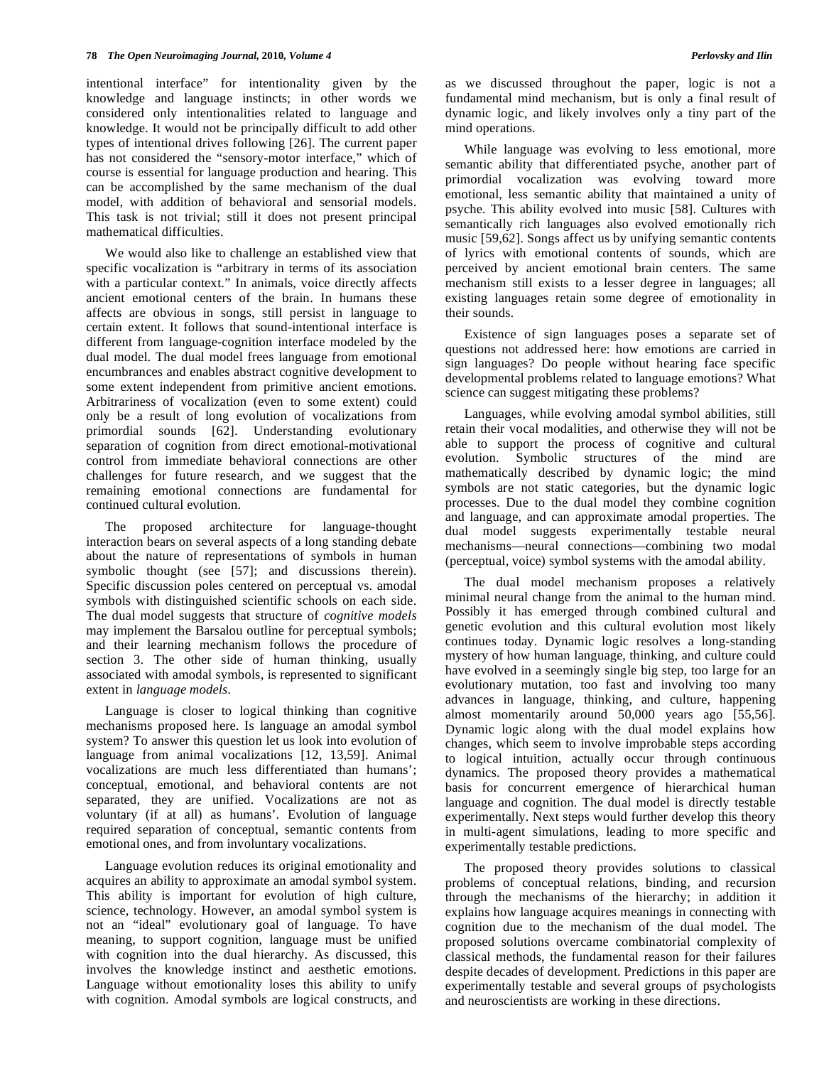intentional interface" for intentionality given by the knowledge and language instincts; in other words we considered only intentionalities related to language and knowledge. It would not be principally difficult to add other types of intentional drives following [26]. The current paper has not considered the "sensory-motor interface," which of course is essential for language production and hearing. This can be accomplished by the same mechanism of the dual model, with addition of behavioral and sensorial models. This task is not trivial; still it does not present principal mathematical difficulties.

We would also like to challenge an established view that specific vocalization is "arbitrary in terms of its association with a particular context." In animals, voice directly affects ancient emotional centers of the brain. In humans these affects are obvious in songs, still persist in language to certain extent. It follows that sound-intentional interface is different from language-cognition interface modeled by the dual model. The dual model frees language from emotional encumbrances and enables abstract cognitive development to some extent independent from primitive ancient emotions. Arbitrariness of vocalization (even to some extent) could only be a result of long evolution of vocalizations from primordial sounds [62]. Understanding evolutionary separation of cognition from direct emotional-motivational control from immediate behavioral connections are other challenges for future research, and we suggest that the remaining emotional connections are fundamental for continued cultural evolution.

The proposed architecture for language-thought interaction bears on several aspects of a long standing debate about the nature of representations of symbols in human symbolic thought (see [57]; and discussions therein). Specific discussion poles centered on perceptual vs. amodal symbols with distinguished scientific schools on each side. The dual model suggests that structure of *cognitive models* may implement the Barsalou outline for perceptual symbols; and their learning mechanism follows the procedure of section 3. The other side of human thinking, usually associated with amodal symbols, is represented to significant extent in *language models*.

Language is closer to logical thinking than cognitive mechanisms proposed here. Is language an amodal symbol system? To answer this question let us look into evolution of language from animal vocalizations [12, 13,59]. Animal vocalizations are much less differentiated than humans'; conceptual, emotional, and behavioral contents are not separated, they are unified. Vocalizations are not as voluntary (if at all) as humans'. Evolution of language required separation of conceptual, semantic contents from emotional ones, and from involuntary vocalizations.

Language evolution reduces its original emotionality and acquires an ability to approximate an amodal symbol system. This ability is important for evolution of high culture, science, technology. However, an amodal symbol system is not an "ideal" evolutionary goal of language. To have meaning, to support cognition, language must be unified with cognition into the dual hierarchy. As discussed, this involves the knowledge instinct and aesthetic emotions. Language without emotionality loses this ability to unify with cognition. Amodal symbols are logical constructs, and as we discussed throughout the paper, logic is not a fundamental mind mechanism, but is only a final result of dynamic logic, and likely involves only a tiny part of the mind operations.

While language was evolving to less emotional, more semantic ability that differentiated psyche, another part of primordial vocalization was evolving toward more emotional, less semantic ability that maintained a unity of psyche. This ability evolved into music [58]. Cultures with semantically rich languages also evolved emotionally rich music [59,62]. Songs affect us by unifying semantic contents of lyrics with emotional contents of sounds, which are perceived by ancient emotional brain centers. The same mechanism still exists to a lesser degree in languages; all existing languages retain some degree of emotionality in their sounds.

Existence of sign languages poses a separate set of questions not addressed here: how emotions are carried in sign languages? Do people without hearing face specific developmental problems related to language emotions? What science can suggest mitigating these problems?

Languages, while evolving amodal symbol abilities, still retain their vocal modalities, and otherwise they will not be able to support the process of cognitive and cultural evolution. Symbolic structures of the mind are mathematically described by dynamic logic; the mind symbols are not static categories, but the dynamic logic processes. Due to the dual model they combine cognition and language, and can approximate amodal properties. The dual model suggests experimentally testable neural mechanisms—neural connections—combining two modal (perceptual, voice) symbol systems with the amodal ability.

The dual model mechanism proposes a relatively minimal neural change from the animal to the human mind. Possibly it has emerged through combined cultural and genetic evolution and this cultural evolution most likely continues today. Dynamic logic resolves a long-standing mystery of how human language, thinking, and culture could have evolved in a seemingly single big step, too large for an evolutionary mutation, too fast and involving too many advances in language, thinking, and culture, happening almost momentarily around 50,000 years ago [55,56]. Dynamic logic along with the dual model explains how changes, which seem to involve improbable steps according to logical intuition, actually occur through continuous dynamics. The proposed theory provides a mathematical basis for concurrent emergence of hierarchical human language and cognition. The dual model is directly testable experimentally. Next steps would further develop this theory in multi-agent simulations, leading to more specific and experimentally testable predictions.

The proposed theory provides solutions to classical problems of conceptual relations, binding, and recursion through the mechanisms of the hierarchy; in addition it explains how language acquires meanings in connecting with cognition due to the mechanism of the dual model. The proposed solutions overcame combinatorial complexity of classical methods, the fundamental reason for their failures despite decades of development. Predictions in this paper are experimentally testable and several groups of psychologists and neuroscientists are working in these directions.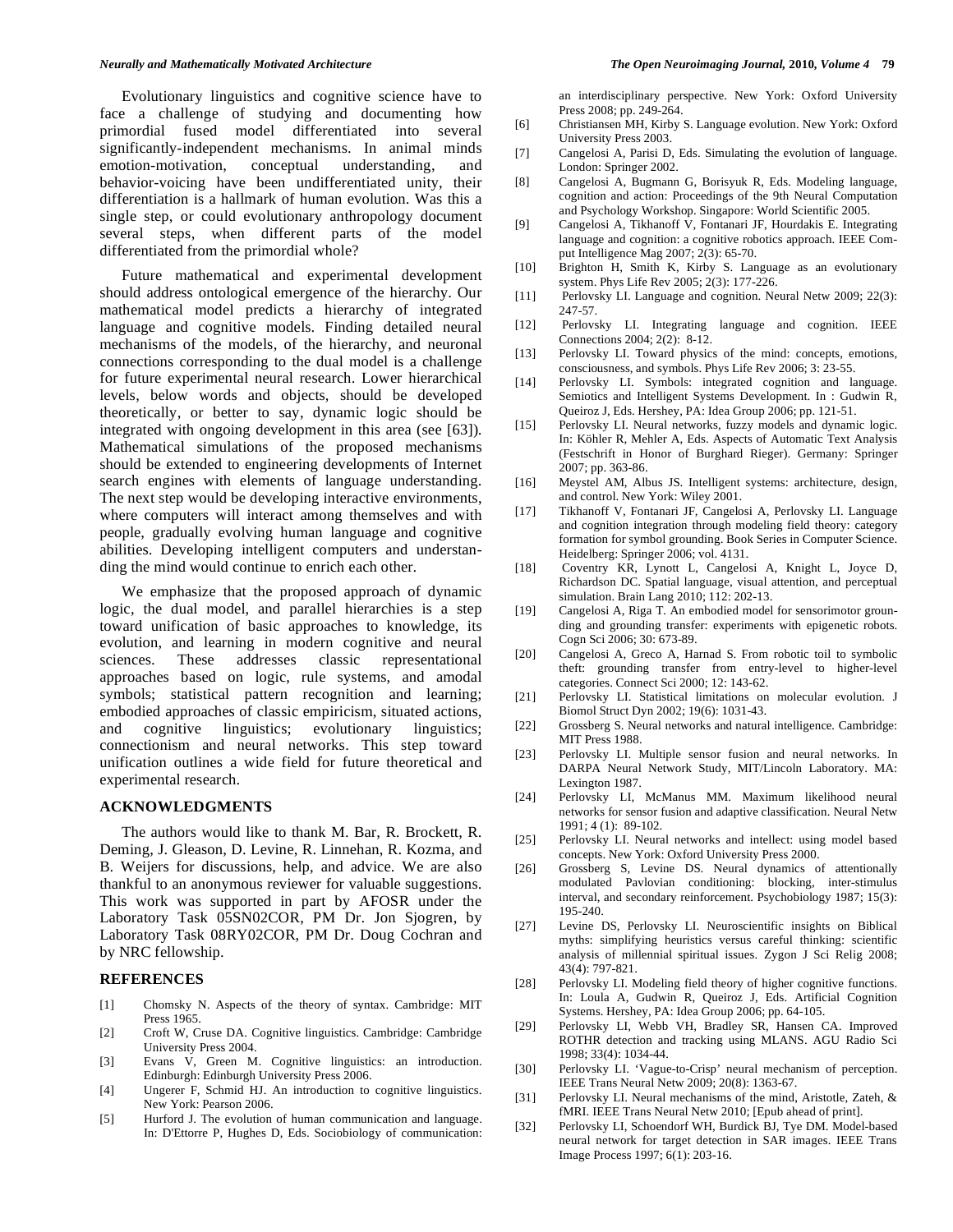Evolutionary linguistics and cognitive science have to face a challenge of studying and documenting how primordial fused model differentiated into several significantly-independent mechanisms. In animal minds emotion-motivation, conceptual understanding, and behavior-voicing have been undifferentiated unity, their differentiation is a hallmark of human evolution. Was this a single step, or could evolutionary anthropology document several steps, when different parts of the model differentiated from the primordial whole?

Future mathematical and experimental development should address ontological emergence of the hierarchy. Our mathematical model predicts a hierarchy of integrated language and cognitive models. Finding detailed neural mechanisms of the models, of the hierarchy, and neuronal connections corresponding to the dual model is a challenge for future experimental neural research. Lower hierarchical levels, below words and objects, should be developed theoretically, or better to say, dynamic logic should be integrated with ongoing development in this area (see [63]). Mathematical simulations of the proposed mechanisms should be extended to engineering developments of Internet search engines with elements of language understanding. The next step would be developing interactive environments, where computers will interact among themselves and with people, gradually evolving human language and cognitive abilities. Developing intelligent computers and understanding the mind would continue to enrich each other.

We emphasize that the proposed approach of dynamic logic, the dual model, and parallel hierarchies is a step toward unification of basic approaches to knowledge, its evolution, and learning in modern cognitive and neural sciences. These addresses classic representational approaches based on logic, rule systems, and amodal symbols; statistical pattern recognition and learning; embodied approaches of classic empiricism, situated actions, and cognitive linguistics; evolutionary linguistics; connectionism and neural networks. This step toward unification outlines a wide field for future theoretical and experimental research.

## ACKNOWLEDGMENTS

The authors would like to thank M. Bar, R. Brockett, R. Deming, J. Gleason, D. Levine, R. Linnehan, R. Kozma, and B. Weijers for discussions, help, and advice. We are also thankful to an anonymous reviewer for valuable suggestions. This work was supported in part by AFOSR under the Laboratory Task 05SN02COR, PM Dr. Jon Sjogren, by Laboratory Task 08RY02COR, PM Dr. Doug Cochran and by NRC fellowship.

## REFERENCES

[1] Chomsky N. Aspects of the theory of syntax. Cambridge: MIT Press 1965.

[2] Croft W, Cruse DA. Cognitive linguistics. Cambridge: Cambridge University Press 2004.

[3] Evans V, Green M. Cognitive linguistics: an introduction. Edinburgh: Edinburgh University Press 2006.

[4] Ungerer F, Schmid HJ. An introduction to cognitive linguistics. New York: Pearson 2006.

[5] Hurford J. The evolution of human communication and language. In: D'Ettorre P, Hughes D, Eds. Sociobiology of communication: an interdisciplinary perspective. New York: Oxford University Press 2008; pp. 249-264.

[6] Christiansen MH, Kirby S. Language evolution. New York: Oxford University Press 2003.

[7] Cangelosi A, Parisi D, Eds. Simulating the evolution of language. London: Springer 2002.

[8] Cangelosi A, Bugmann G, Borisyuk R, Eds. Modeling language, cognition and action: Proceedings of the 9th Neural Computation and Psychology Workshop. Singapore: World Scientific 2005.

[9] Cangelosi A, Tikhanoff V, Fontanari JF, Hourdakis E. Integrating language and cognition: a cognitive robotics approach. IEEE Comput Intelligence Mag 2007; 2(3): 65-70.

[10] Brighton H, Smith K, Kirby S. Language as an evolutionary system. Phys Life Rev 2005; 2(3): 177-226.

[11] Perlovsky LI. Language and cognition. Neural Netw 2009; 22(3): 247-57.

[12] Perlovsky LI. Integrating language and cognition. IEEE Connections 2004; 2(2): 8-12.

[13] Perlovsky LI. Toward physics of the mind: concepts, emotions, consciousness, and symbols. Phys Life Rev 2006; 3: 23-55.

[14] Perlovsky LI. Symbols: integrated cognition and language. Semiotics and Intelligent Systems Development. In : Gudwin R, Queiroz J, Eds. Hershey, PA: Idea Group 2006; pp. 121-51.

[15] Perlovsky LI. Neural networks, fuzzy models and dynamic logic. In: Köhler R, Mehler A, Eds. Aspects of Automatic Text Analysis (Festschrift in Honor of Burghard Rieger). Germany: Springer 2007; pp. 363-86.

[16] Meystel AM, Albus JS. Intelligent systems: architecture, design, and control. New York: Wiley 2001.

[17] Tikhanoff V, Fontanari JF, Cangelosi A, Perlovsky LI. Language and cognition integration through modeling field theory: category formation for symbol grounding. Book Series in Computer Science. Heidelberg: Springer 2006; vol. 4131.

[18] Coventry KR, Lynott L, Cangelosi A, Knight L, Joyce D, Richardson DC. Spatial language, visual attention, and perceptual simulation. Brain Lang 2010; 112: 202-13.

[19] Cangelosi A, Riga T. An embodied model for sensorimotor grounding and grounding transfer: experiments with epigenetic robots. Cogn Sci 2006; 30: 673-89.

[20] Cangelosi A, Greco A, Harnad S. From robotic toil to symbolic theft: grounding transfer from entry-level to higher-level categories. Connect Sci 2000; 12: 143-62.

[21] Perlovsky LI. Statistical limitations on molecular evolution. J Biomol Struct Dyn 2002; 19(6): 1031-43.

[22] Grossberg S. Neural networks and natural intelligence. Cambridge: MIT Press 1988.

[23] Perlovsky LI. Multiple sensor fusion and neural networks. In DARPA Neural Network Study, MIT/Lincoln Laboratory. MA: Lexington 1987.

[24] Perlovsky LI, McManus MM. Maximum likelihood neural networks for sensor fusion and adaptive classification. Neural Netw 1991; 4 (1): 89-102.

[25] Perlovsky LI. Neural networks and intellect: using model based concepts. New York: Oxford University Press 2000.

[26] Grossberg S, Levine DS. Neural dynamics of attentionally modulated Pavlovian conditioning: blocking, inter-stimulus interval, and secondary reinforcement. Psychobiology 1987; 15(3): 195-240.

[27] Levine DS, Perlovsky LI. Neuroscientific insights on Biblical myths: simplifying heuristics versus careful thinking: scientific analysis of millennial spiritual issues. Zygon J Sci Relig 2008; 43(4): 797-821.

[28] Perlovsky LI. Modeling field theory of higher cognitive functions. In: Loula A, Gudwin R, Queiroz J, Eds. Artificial Cognition Systems. Hershey, PA: Idea Group 2006; pp. 64-105.

[29] Perlovsky LI, Webb VH, Bradley SR, Hansen CA. Improved ROTHR detection and tracking using MLANS. AGU Radio Sci 1998; 33(4): 1034-44.

[30] Perlovsky LI. 'Vague-to-Crisp' neural mechanism of perception. IEEE Trans Neural Netw 2009; 20(8): 1363-67.

[31] Perlovsky LI. Neural mechanisms of the mind, Aristotle, Zateh, & fMRI. IEEE Trans Neural Netw 2010; [Epub ahead of print].

[32] Perlovsky LI, Schoendorf WH, Burdick BJ, Tye DM. Model-based neural network for target detection in SAR images. IEEE Trans Image Process 1997; 6(1): 203-16.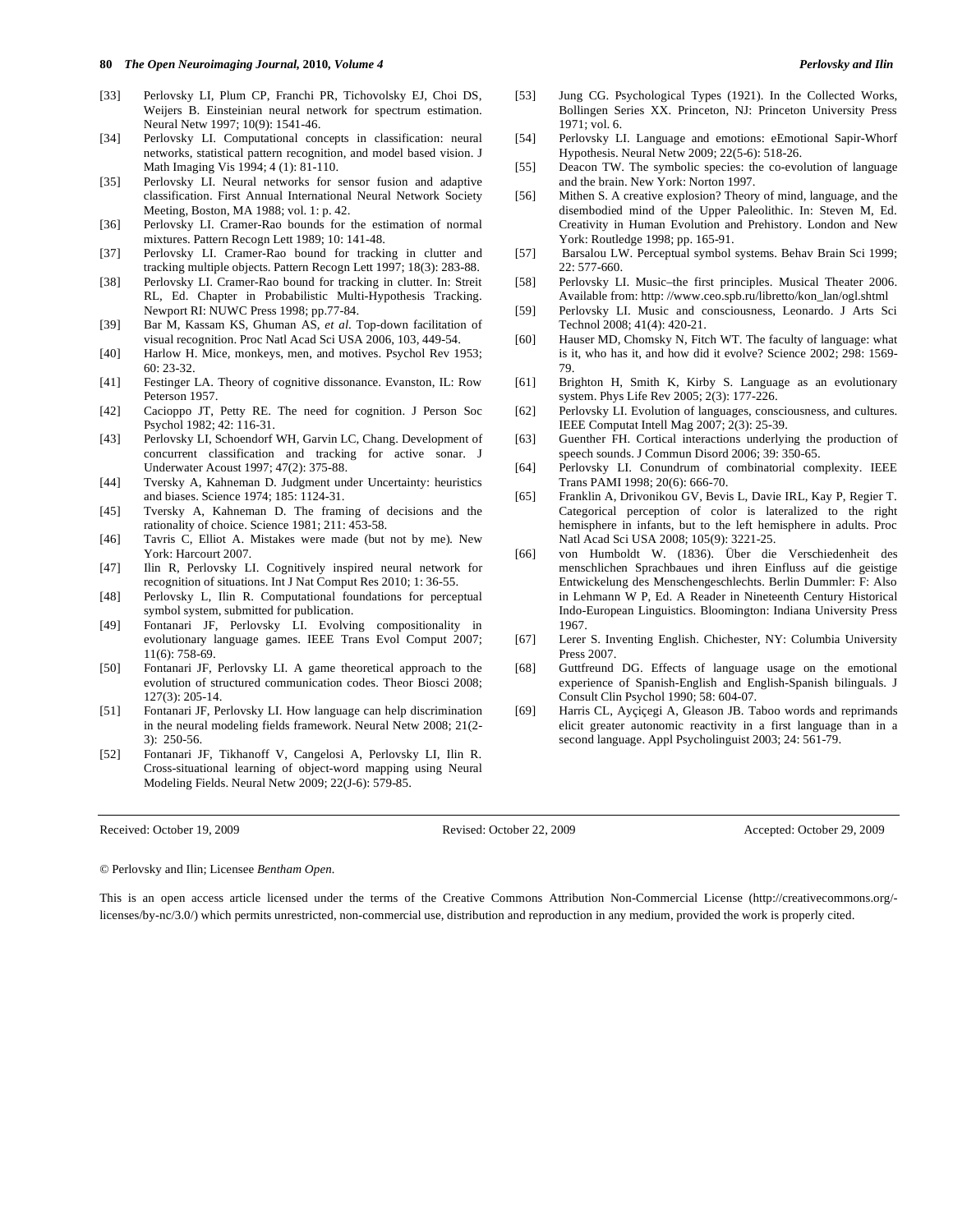[33] Perlovsky LI, Plum CP, Franchi PR, Tichovolsky EJ, Choi DS, Weijers B. Einsteinian neural network for spectrum estimation. Neural Netw 1997; 10(9): 1541-46.

[34] Perlovsky LI. Computational concepts in classification: neural networks, statistical pattern recognition, and model based vision. J Math Imaging Vis 1994; 4 (1): 81-110.

[35] Perlovsky LI. Neural networks for sensor fusion and adaptive classification. First Annual International Neural Network Society Meeting, Boston, MA 1988; vol. 1: p. 42.

[36] Perlovsky LI. Cramer-Rao bounds for the estimation of normal mixtures. Pattern Recogn Lett 1989; 10: 141-48.

[37] Perlovsky LI. Cramer-Rao bound for tracking in clutter and tracking multiple objects. Pattern Recogn Lett 1997; 18(3): 283-88.

[38] Perlovsky LI. Cramer-Rao bound for tracking in clutter. In: Streit RL, Ed. Chapter in Probabilistic Multi-Hypothesis Tracking. Newport RI: NUWC Press 1998; pp.77-84.

[39] Bar M, Kassam KS, Ghuman AS, *et al.* Top-down facilitation of visual recognition. Proc Natl Acad Sci USA 2006, 103, 449-54.

[40] Harlow H. Mice, monkeys, men, and motives. Psychol Rev 1953; 60: 23-32.

[41] Festinger LA. Theory of cognitive dissonance. Evanston, IL: Row Peterson 1957.

[42] Cacioppo JT, Petty RE. The need for cognition. J Person Soc Psychol 1982; 42: 116-31.

[43] Perlovsky LI, Schoendorf WH, Garvin LC, Chang. Development of concurrent classification and tracking for active sonar. J Underwater Acoust 1997; 47(2): 375-88.

[44] Tversky A, Kahneman D. Judgment under Uncertainty: heuristics and biases. Science 1974; 185: 1124-31.

[45] Tversky A, Kahneman D. The framing of decisions and the rationality of choice. Science 1981; 211: 453-58.

[46] Tavris C, Elliot A. Mistakes were made (but not by me). New York: Harcourt 2007.

[47] Ilin R, Perlovsky LI. Cognitively inspired neural network for recognition of situations. Int J Nat Comput Res 2010; 1: 36-55.

[48] Perlovsky L, Ilin R. Computational foundations for perceptual symbol system, submitted for publication.

[49] Fontanari JF, Perlovsky LI. Evolving compositionality in evolutionary language games. IEEE Trans Evol Comput 2007; 11(6): 758-69.

[50] Fontanari JF, Perlovsky LI. A game theoretical approach to the evolution of structured communication codes. Theor Biosci 2008; 127(3): 205-14.

[51] Fontanari JF, Perlovsky LI. How language can help discrimination in the neural modeling fields framework. Neural Netw 2008; 21(2-3): 250-56.

[52] Fontanari JF, Tikhanoff V, Cangelosi A, Perlovsky LI, Ilin R. Cross-situational learning of object-word mapping using Neural Modeling Fields. Neural Netw 2009; 22(J-6): 579-85.

[53] Jung CG. Psychological Types (1921). In the Collected Works, Bollingen Series XX. Princeton, NJ: Princeton University Press 1971; vol. 6.

[54] Perlovsky LI. Language and emotions: eEmotional Sapir-Whorf Hypothesis. Neural Netw 2009; 22(5-6): 518-26.

[55] Deacon TW. The symbolic species: the co-evolution of language and the brain. New York: Norton 1997.

[56] Mithen S. A creative explosion? Theory of mind, language, and the disembodied mind of the Upper Paleolithic. In: Steven M, Ed. Creativity in Human Evolution and Prehistory. London and New York: Routledge 1998; pp. 165-91.

[57] Barsalou LW. Perceptual symbol systems. Behav Brain Sci 1999; 22: 577-660.

[58] Perlovsky LI. Music–the first principles. Musical Theater 2006. Available from: http: //www.ceo.spb.ru/libretto/kon_lan/ogl.shtml

[59] Perlovsky LI. Music and consciousness, Leonardo. J Arts Sci Technol 2008; 41(4): 420-21.

[60] Hauser MD, Chomsky N, Fitch WT. The faculty of language: what is it, who has it, and how did it evolve? Science 2002; 298: 1569-79.

[61] Brighton H, Smith K, Kirby S. Language as an evolutionary system. Phys Life Rev 2005; 2(3): 177-226.

[62] Perlovsky LI. Evolution of languages, consciousness, and cultures. IEEE Computat Intell Mag 2007; 2(3): 25-39.

[63] Guenther FH. Cortical interactions underlying the production of speech sounds. J Commun Disord 2006; 39: 350-65.

[64] Perlovsky LI. Conundrum of combinatorial complexity. IEEE Trans PAMI 1998; 20(6): 666-70.

[65] Franklin A, Drivonikou GV, Bevis L, Davie IRL, Kay P, Regier T. Categorical perception of color is lateralized to the right hemisphere in infants, but to the left hemisphere in adults. Proc Natl Acad Sci USA 2008; 105(9): 3221-25.

[66] von Humboldt W. (1836). Über die Verschiedenheit des menschlichen Sprachbaues und ihren Einfluss auf die geistige Entwickelung des Menschengeschlechts. Berlin Dummler: F: Also in Lehmann W P, Ed. A Reader in Nineteenth Century Historical Indo-European Linguistics. Bloomington: Indiana University Press 1967.

[67] Lerer S. Inventing English. Chichester, NY: Columbia University Press 2007.

[68] Guttfreund DG. Effects of language usage on the emotional experience of Spanish-English and English-Spanish bilinguals. J Consult Clin Psychol 1990; 58: 604-07.

[69] Harris CL, Ayçiçegi A, Gleason JB. Taboo words and reprimands elicit greater autonomic reactivity in a first language than in a second language. Appl Psycholinguist 2003; 24: 561-79.

Received: October 19, 2009 Revised: October 22, 2009 Accepted: October 29, 2009

© Perlovsky and Ilin; Licensee *Bentham Open*.

This is an open access article licensed under the terms of the Creative Commons Attribution Non-Commercial License (http://creativecommons.org/-licenses/by-nc/3.0/) which permits unrestricted, non-commercial use, distribution and reproduction in any medium, provided the work is properly cited.